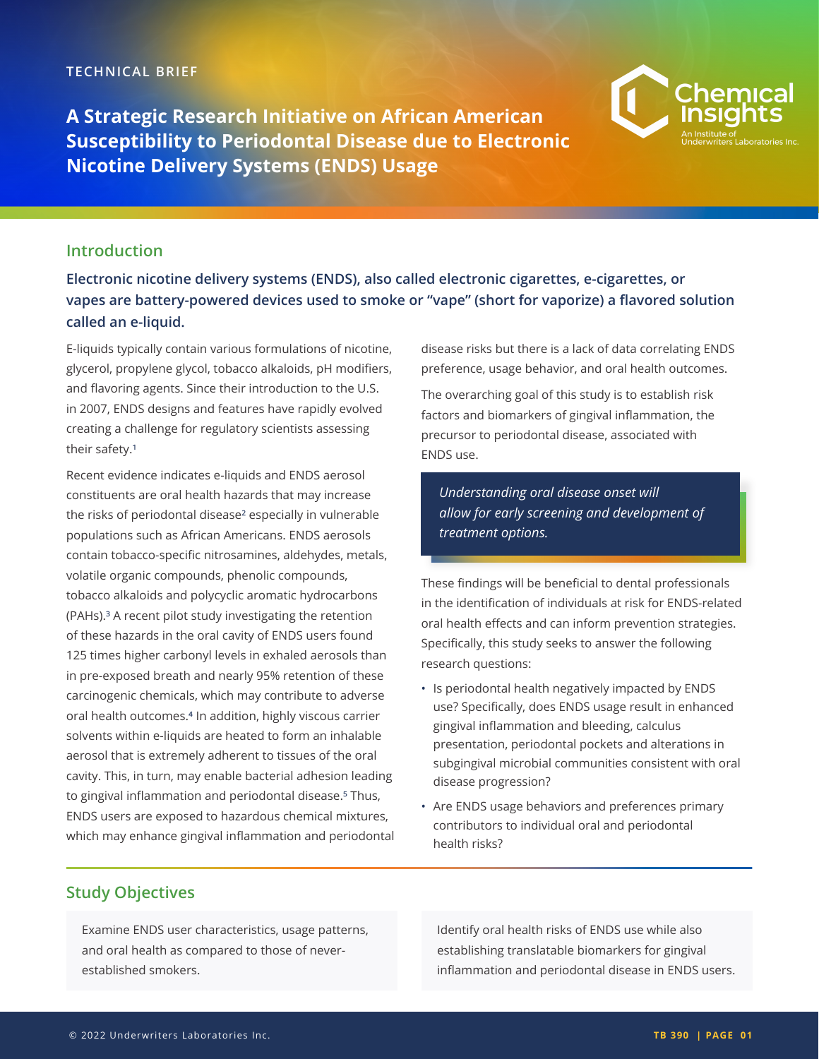TECHNICAL BRIEF

# A Strategic Research Initiative on African American Susceptibility to Periodontal Disease due to Electronic Nicotine Delivery Systems (ENDS) Usage

## Introduction

**Electronic nicotine delivery systems (ENDS), also called electronic cigarettes, e-cigarettes, or vapes are battery-powered devices used to smoke or "vape" (short for vaporize) a flavored solution called an e-liquid.**

E-liquids typically contain various formulations of nicotine, glycerol, propylene glycol, tobacco alkaloids, pH modifiers, and flavoring agents. Since their introduction to the U.S. in 2007, ENDS designs and features have rapidly evolved creating a challenge for regulatory scientists assessing their safety.[1]

Recent evidence indicates e-liquids and ENDS aerosol constituents are oral health hazards that may increase the risks of periodontal disease[2] especially in vulnerable populations such as African Americans. ENDS aerosols contain tobacco-specific nitrosamines, aldehydes, metals, volatile organic compounds, phenolic compounds, tobacco alkaloids and polycyclic aromatic hydrocarbons (PAHs).[3] A recent pilot study investigating the retention of these hazards in the oral cavity of ENDS users found 125 times higher carbonyl levels in exhaled aerosols than in pre-exposed breath and nearly 95% retention of these carcinogenic chemicals, which may contribute to adverse oral health outcomes.[4] In addition, highly viscous carrier solvents within e-liquids are heated to form an inhalable aerosol that is extremely adherent to tissues of the oral cavity. This, in turn, may enable bacterial adhesion leading to gingival inflammation and periodontal disease.[5] Thus, ENDS users are exposed to hazardous chemical mixtures, which may enhance gingival inflammation and periodontal disease risks but there is a lack of data correlating ENDS preference, usage behavior, and oral health outcomes.

The overarching goal of this study is to establish risk factors and biomarkers of gingival inflammation, the precursor to periodontal disease, associated with ENDS use.

> *Understanding oral disease onset will allow for early screening and development of treatment options.*

These findings will be beneficial to dental professionals in the identification of individuals at risk for ENDS-related oral health effects and can inform prevention strategies. Specifically, this study seeks to answer the following research questions:

- Is periodontal health negatively impacted by ENDS use? Specifically, does ENDS usage result in enhanced gingival inflammation and bleeding, calculus presentation, periodontal pockets and alterations in subgingival microbial communities consistent with oral disease progression?
- Are ENDS usage behaviors and preferences primary contributors to individual oral and periodontal health risks?

## Study Objectives

Examine ENDS user characteristics, usage patterns, and oral health as compared to those of never-established smokers.

Identify oral health risks of ENDS use while also establishing translatable biomarkers for gingival inflammation and periodontal disease in ENDS users.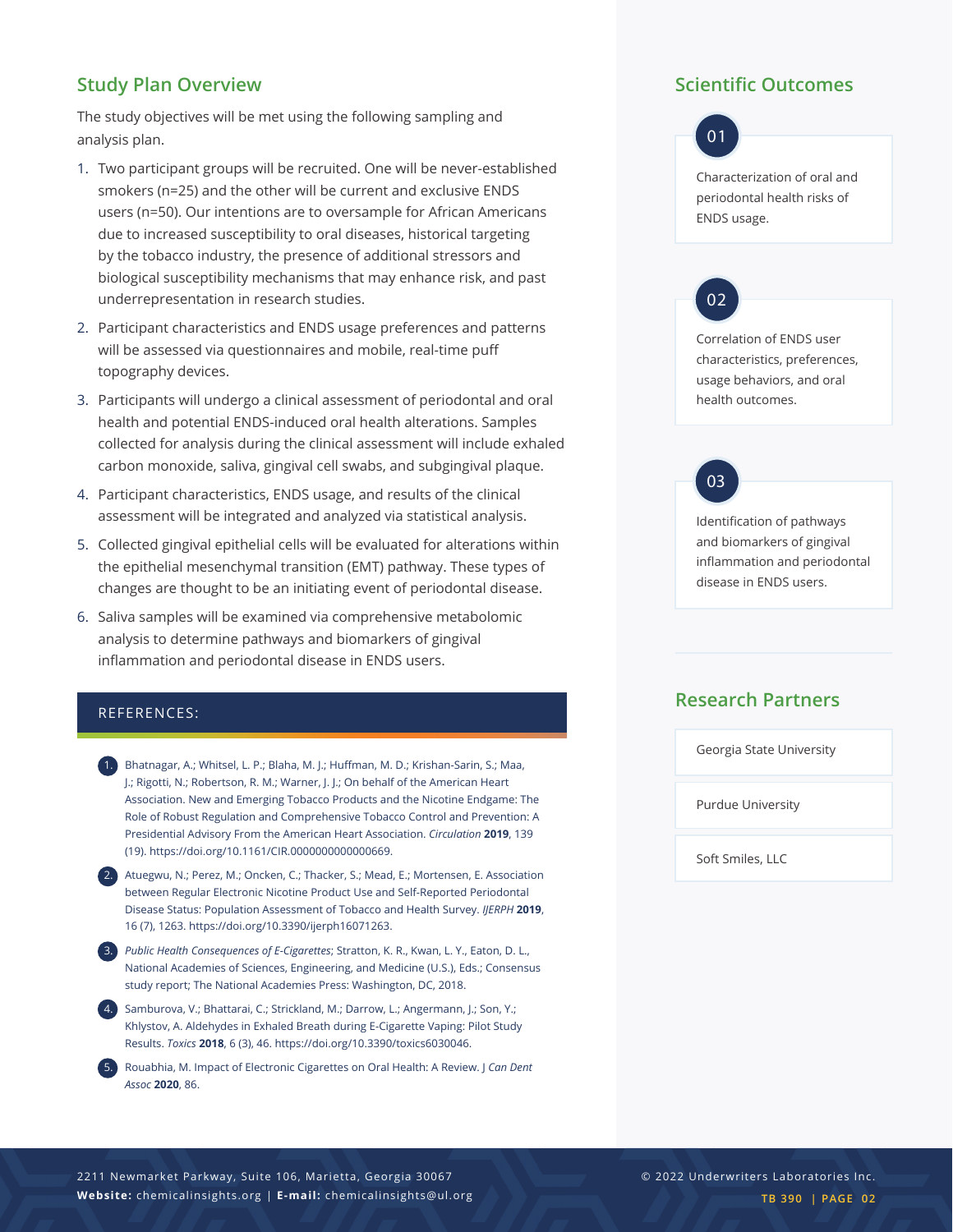## Study Plan Overview

The study objectives will be met using the following sampling and analysis plan.

1. Two participant groups will be recruited. One will be never-established smokers (n=25) and the other will be current and exclusive ENDS users (n=50). Our intentions are to oversample for African Americans due to increased susceptibility to oral diseases, historical targeting by the tobacco industry, the presence of additional stressors and biological susceptibility mechanisms that may enhance risk, and past underrepresentation in research studies.
2. Participant characteristics and ENDS usage preferences and patterns will be assessed via questionnaires and mobile, real-time puff topography devices.
3. Participants will undergo a clinical assessment of periodontal and oral health and potential ENDS-induced oral health alterations. Samples collected for analysis during the clinical assessment will include exhaled carbon monoxide, saliva, gingival cell swabs, and subgingival plaque.
4. Participant characteristics, ENDS usage, and results of the clinical assessment will be integrated and analyzed via statistical analysis.
5. Collected gingival epithelial cells will be evaluated for alterations within the epithelial mesenchymal transition (EMT) pathway. These types of changes are thought to be an initiating event of periodontal disease.
6. Saliva samples will be examined via comprehensive metabolomic analysis to determine pathways and biomarkers of gingival inflammation and periodontal disease in ENDS users.

### REFERENCES:

1. Bhatnagar, A.; Whitsel, L. P.; Blaha, M. J.; Huffman, M. D.; Krishan-Sarin, S.; Maa, J.; Rigotti, N.; Robertson, R. M.; Warner, J. J.; On behalf of the American Heart Association. New and Emerging Tobacco Products and the Nicotine Endgame: The Role of Robust Regulation and Comprehensive Tobacco Control and Prevention: A Presidential Advisory From the American Heart Association. *Circulation* **2019**, 139 (19). https://doi.org/10.1161/CIR.0000000000000669.
2. Atuegwu, N.; Perez, M.; Oncken, C.; Thacker, S.; Mead, E.; Mortensen, E. Association between Regular Electronic Nicotine Product Use and Self-Reported Periodontal Disease Status: Population Assessment of Tobacco and Health Survey. *IJERPH* **2019**, 16 (7), 1263. https://doi.org/10.3390/ijerph16071263.
3. *Public Health Consequences of E-Cigarettes*; Stratton, K. R., Kwan, L. Y., Eaton, D. L., National Academies of Sciences, Engineering, and Medicine (U.S.), Eds.; Consensus study report; The National Academies Press: Washington, DC, 2018.
4. Samburova, V.; Bhattarai, C.; Strickland, M.; Darrow, L.; Angermann, J.; Son, Y.; Khlystov, A. Aldehydes in Exhaled Breath during E-Cigarette Vaping: Pilot Study Results. *Toxics* **2018**, 6 (3), 46. https://doi.org/10.3390/toxics6030046.
5. Rouabhia, M. Impact of Electronic Cigarettes on Oral Health: A Review. J *Can Dent Assoc* **2020**, 86.

## Scientific Outcomes

**01** Characterization of oral and periodontal health risks of ENDS usage.

**02** Correlation of ENDS user characteristics, preferences, usage behaviors, and oral health outcomes.

**03** Identification of pathways and biomarkers of gingival inflammation and periodontal disease in ENDS users.

## Research Partners

- Georgia State University
- Purdue University
- Soft Smiles, LLC

2211 Newmarket Parkway, Suite 106, Marietta, Georgia 30067
**Website:** chemicalinsights.org | **E-mail:** chemicalinsights@ul.org

© 2022 Underwriters Laboratories Inc.